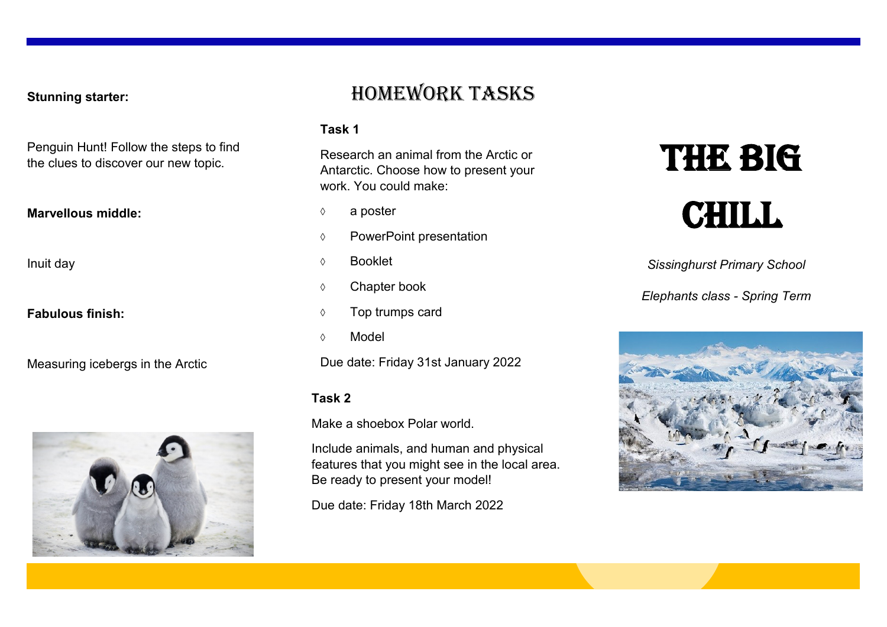**Stunning starter:**

Penguin Hunt! Follow the steps to find the clues to discover our new topic.

**Marvellous middle:**

Inuit day

**Fabulous finish:**

Measuring icebergs in the Arctic

# HOMEWORK TASKS

**Task 1**

Research an animal from the Arctic or Antarctic. Choose how to present your work. You could make:

- a poster
- PowerPoint presentation
- Booklet
- Chapter book
- Top trumps card
- Model

Due date: Friday 31st January 2022

**Task 2**

Make a shoebox Polar world.

Include animals, and human and physical features that you might see in the local area. Be ready to present your model!

Due date: Friday 18th March 2022

# THE BIG CHILL

*Sissinghurst Primary School*

*Elephants class - Spring Term*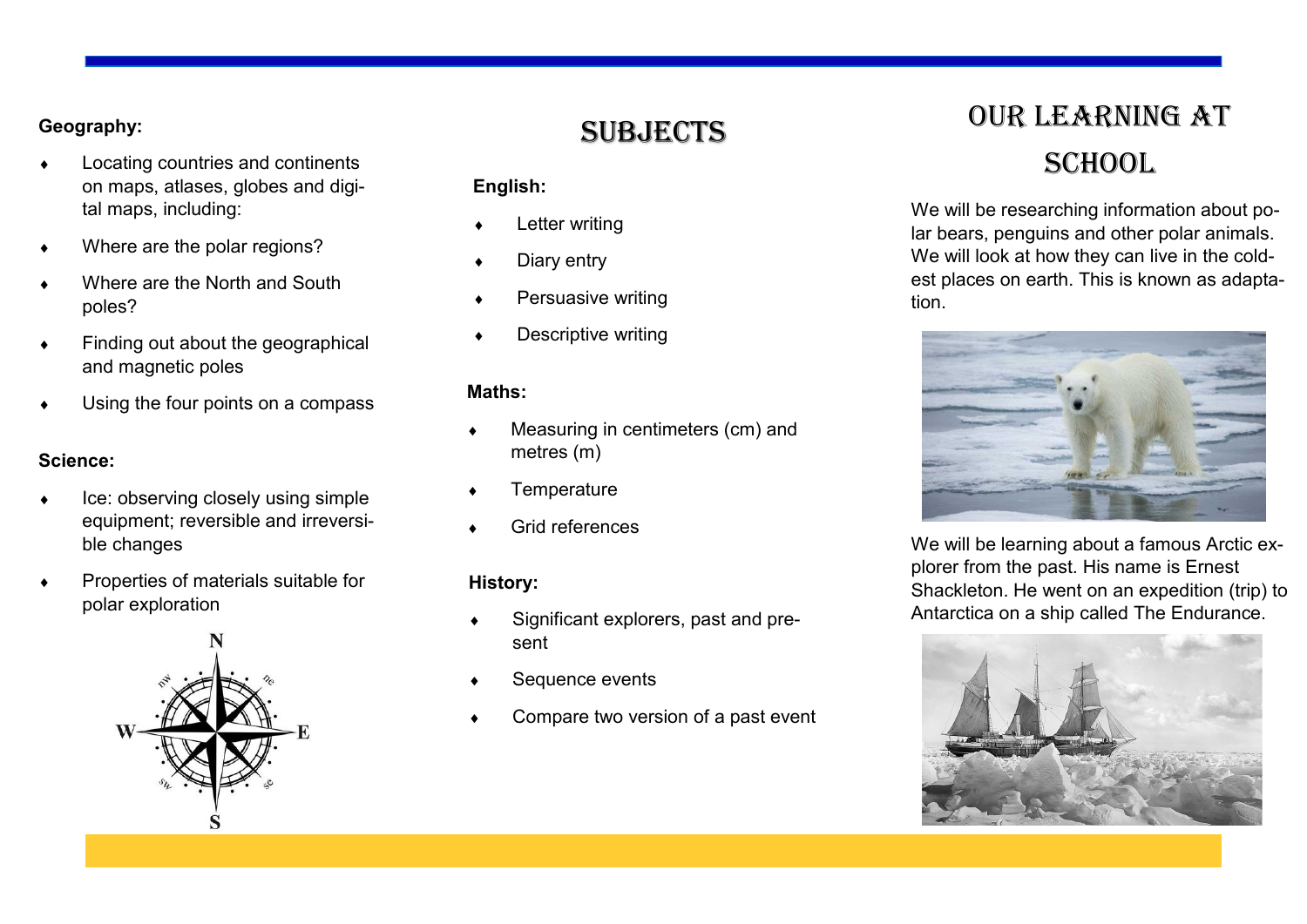**Geography:**

- Locating countries and continents on maps, atlases, globes and digital maps, including:
- Where are the polar regions?
- Where are the North and South poles?
- Finding out about the geographical and magnetic poles
- Using the four points on a compass

**Science:**

- Ice: observing closely using simple equipment; reversible and irreversible changes
- Properties of materials suitable for polar exploration

# SUBJECTS

**English:**

- Letter writing
- Diary entry
- Persuasive writing
- Descriptive writing

**Maths:**

- Measuring in centimeters (cm) and metres (m)
- Temperature
- Grid references

**History:**

- Significant explorers, past and present
- Sequence events
- Compare two version of a past event

# OUR LEARNING AT SCHOOL

We will be researching information about polar bears, penguins and other polar animals. We will look at how they can live in the coldest places on earth. This is known as adaptation.

We will be learning about a famous Arctic explorer from the past. His name is Ernest Shackleton. He went on an expedition (trip) to Antarctica on a ship called The Endurance.